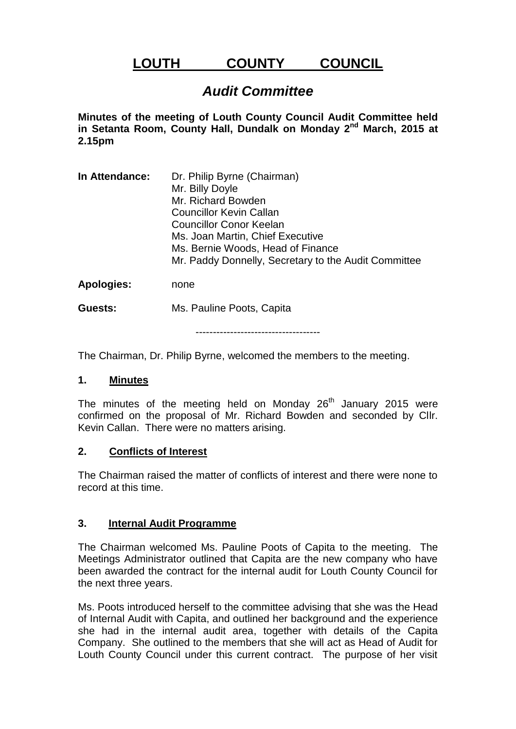# LOUTH COUNTY COUNCIL

## *Audit Committee*

**Minutes of the meeting of Louth County Council Audit Committee held in Setanta Room, County Hall, Dundalk on Monday 2nd March, 2015 at 2.15pm**

**In Attendance:** Dr. Philip Byrne (Chairman)
Mr. Billy Doyle
Mr. Richard Bowden
Councillor Kevin Callan
Councillor Conor Keelan
Ms. Joan Martin, Chief Executive
Ms. Bernie Woods, Head of Finance
Mr. Paddy Donnelly, Secretary to the Audit Committee

**Apologies:** none

**Guests:** Ms. Pauline Poots, Capita

------------------------------------

The Chairman, Dr. Philip Byrne, welcomed the members to the meeting.

### 1. Minutes

The minutes of the meeting held on Monday 26th January 2015 were confirmed on the proposal of Mr. Richard Bowden and seconded by Cllr. Kevin Callan. There were no matters arising.

### 2. Conflicts of Interest

The Chairman raised the matter of conflicts of interest and there were none to record at this time.

### 3. Internal Audit Programme

The Chairman welcomed Ms. Pauline Poots of Capita to the meeting. The Meetings Administrator outlined that Capita are the new company who have been awarded the contract for the internal audit for Louth County Council for the next three years.

Ms. Poots introduced herself to the committee advising that she was the Head of Internal Audit with Capita, and outlined her background and the experience she had in the internal audit area, together with details of the Capita Company. She outlined to the members that she will act as Head of Audit for Louth County Council under this current contract. The purpose of her visit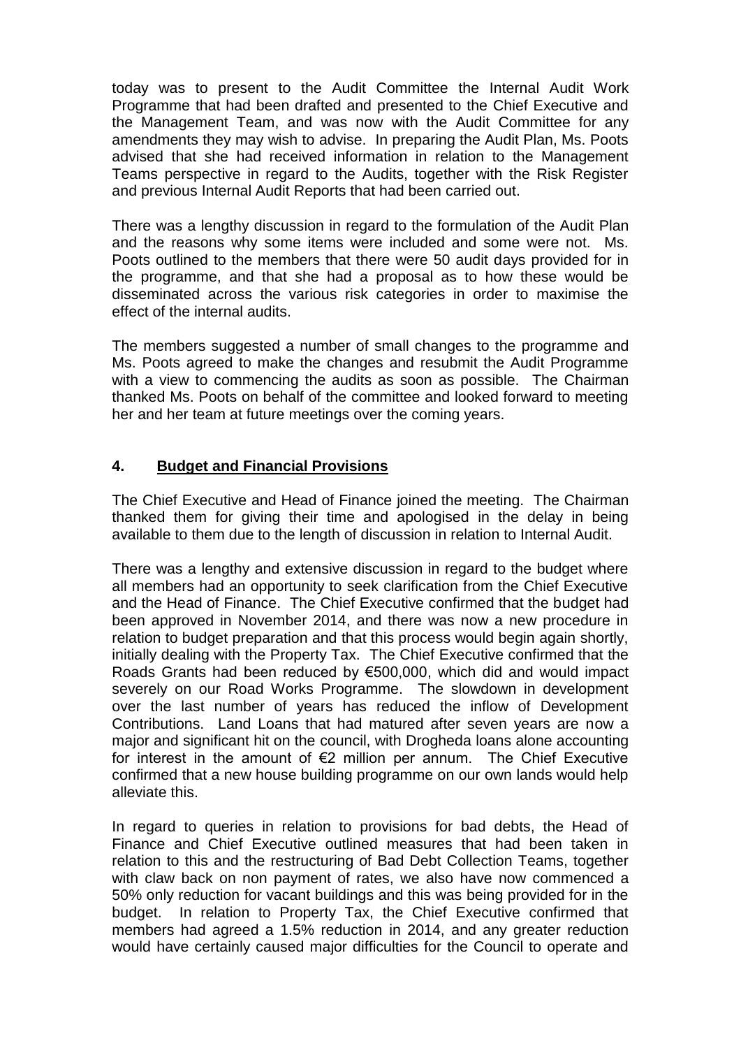today was to present to the Audit Committee the Internal Audit Work Programme that had been drafted and presented to the Chief Executive and the Management Team, and was now with the Audit Committee for any amendments they may wish to advise. In preparing the Audit Plan, Ms. Poots advised that she had received information in relation to the Management Teams perspective in regard to the Audits, together with the Risk Register and previous Internal Audit Reports that had been carried out.

There was a lengthy discussion in regard to the formulation of the Audit Plan and the reasons why some items were included and some were not. Ms. Poots outlined to the members that there were 50 audit days provided for in the programme, and that she had a proposal as to how these would be disseminated across the various risk categories in order to maximise the effect of the internal audits.

The members suggested a number of small changes to the programme and Ms. Poots agreed to make the changes and resubmit the Audit Programme with a view to commencing the audits as soon as possible. The Chairman thanked Ms. Poots on behalf of the committee and looked forward to meeting her and her team at future meetings over the coming years.

## 4. <u>Budget and Financial Provisions</u>

The Chief Executive and Head of Finance joined the meeting. The Chairman thanked them for giving their time and apologised in the delay in being available to them due to the length of discussion in relation to Internal Audit.

There was a lengthy and extensive discussion in regard to the budget where all members had an opportunity to seek clarification from the Chief Executive and the Head of Finance. The Chief Executive confirmed that the budget had been approved in November 2014, and there was now a new procedure in relation to budget preparation and that this process would begin again shortly, initially dealing with the Property Tax. The Chief Executive confirmed that the Roads Grants had been reduced by €500,000, which did and would impact severely on our Road Works Programme. The slowdown in development over the last number of years has reduced the inflow of Development Contributions. Land Loans that had matured after seven years are now a major and significant hit on the council, with Drogheda loans alone accounting for interest in the amount of €2 million per annum. The Chief Executive confirmed that a new house building programme on our own lands would help alleviate this.

In regard to queries in relation to provisions for bad debts, the Head of Finance and Chief Executive outlined measures that had been taken in relation to this and the restructuring of Bad Debt Collection Teams, together with claw back on non payment of rates, we also have now commenced a 50% only reduction for vacant buildings and this was being provided for in the budget. In relation to Property Tax, the Chief Executive confirmed that members had agreed a 1.5% reduction in 2014, and any greater reduction would have certainly caused major difficulties for the Council to operate and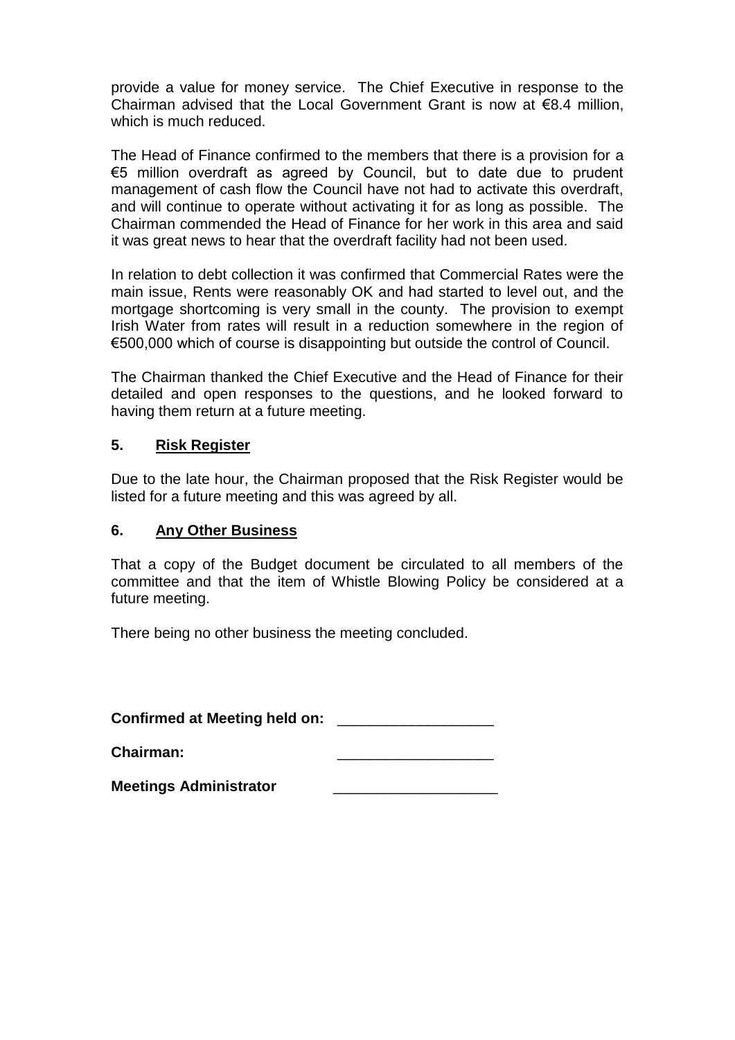provide a value for money service. The Chief Executive in response to the Chairman advised that the Local Government Grant is now at €8.4 million, which is much reduced.

The Head of Finance confirmed to the members that there is a provision for a €5 million overdraft as agreed by Council, but to date due to prudent management of cash flow the Council have not had to activate this overdraft, and will continue to operate without activating it for as long as possible. The Chairman commended the Head of Finance for her work in this area and said it was great news to hear that the overdraft facility had not been used.

In relation to debt collection it was confirmed that Commercial Rates were the main issue, Rents were reasonably OK and had started to level out, and the mortgage shortcoming is very small in the county. The provision to exempt Irish Water from rates will result in a reduction somewhere in the region of €500,000 which of course is disappointing but outside the control of Council.

The Chairman thanked the Chief Executive and the Head of Finance for their detailed and open responses to the questions, and he looked forward to having them return at a future meeting.

## 5. Risk Register

Due to the late hour, the Chairman proposed that the Risk Register would be listed for a future meeting and this was agreed by all.

## 6. Any Other Business

That a copy of the Budget document be circulated to all members of the committee and that the item of Whistle Blowing Policy be considered at a future meeting.

There being no other business the meeting concluded.

**Confirmed at Meeting held on:** ___________________

**Chairman:** ___________________

**Meetings Administrator** ___________________